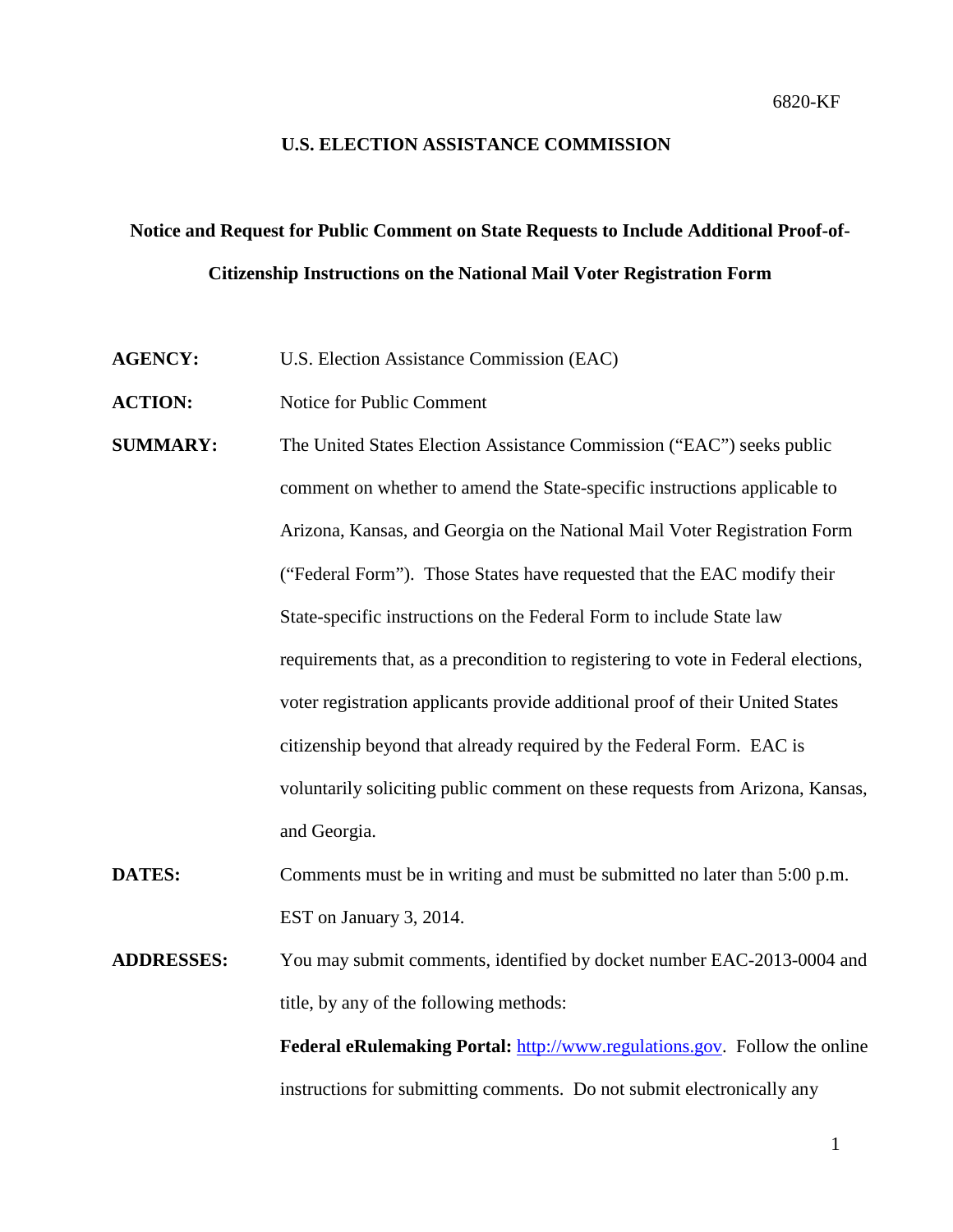6820-KF

**U.S. ELECTION ASSISTANCE COMMISSION**

# Notice and Request for Public Comment on State Requests to Include Additional Proof-of-Citizenship Instructions on the National Mail Voter Registration Form

**AGENCY:** U.S. Election Assistance Commission (EAC)

**ACTION:** Notice for Public Comment

**SUMMARY:** The United States Election Assistance Commission ("EAC") seeks public comment on whether to amend the State-specific instructions applicable to Arizona, Kansas, and Georgia on the National Mail Voter Registration Form ("Federal Form"). Those States have requested that the EAC modify their State-specific instructions on the Federal Form to include State law requirements that, as a precondition to registering to vote in Federal elections, voter registration applicants provide additional proof of their United States citizenship beyond that already required by the Federal Form. EAC is voluntarily soliciting public comment on these requests from Arizona, Kansas, and Georgia.

**DATES:** Comments must be in writing and must be submitted no later than 5:00 p.m. EST on January 3, 2014.

**ADDRESSES:** You may submit comments, identified by docket number EAC-2013-0004 and title, by any of the following methods:

**Federal eRulemaking Portal:** http://www.regulations.gov. Follow the online instructions for submitting comments. Do not submit electronically any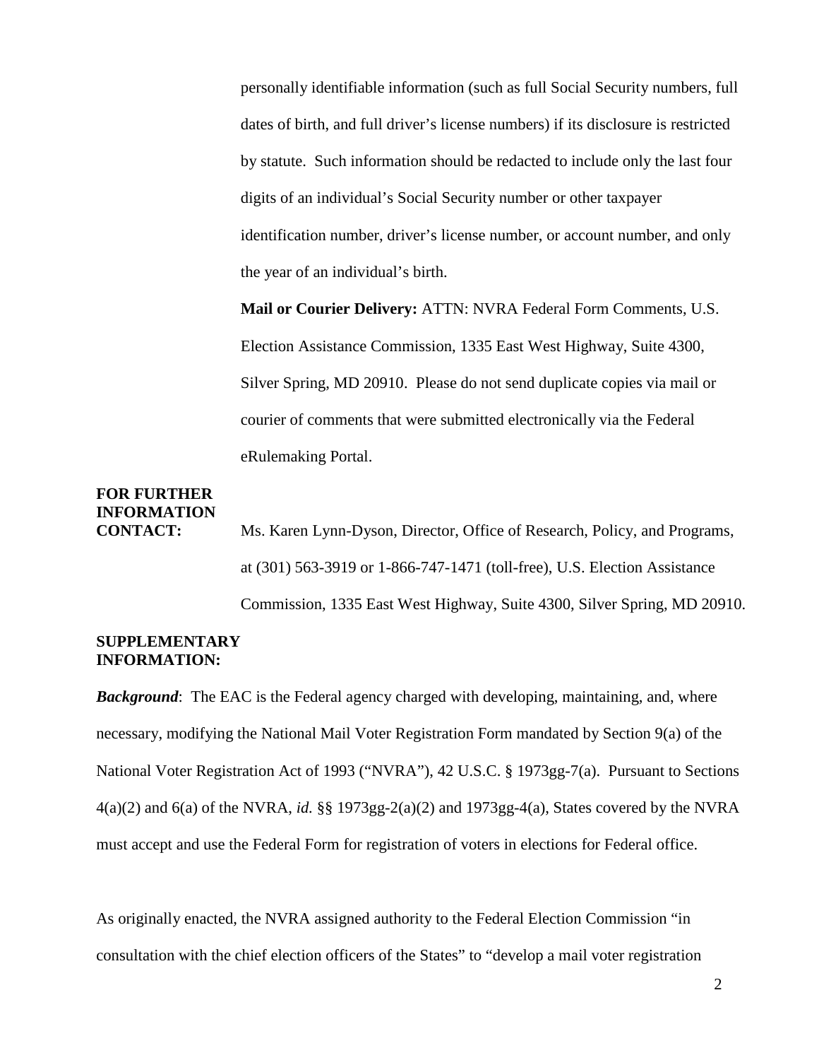personally identifiable information (such as full Social Security numbers, full dates of birth, and full driver's license numbers) if its disclosure is restricted by statute. Such information should be redacted to include only the last four digits of an individual's Social Security number or other taxpayer identification number, driver's license number, or account number, and only the year of an individual's birth.

**Mail or Courier Delivery:** ATTN: NVRA Federal Form Comments, U.S. Election Assistance Commission, 1335 East West Highway, Suite 4300, Silver Spring, MD 20910. Please do not send duplicate copies via mail or courier of comments that were submitted electronically via the Federal eRulemaking Portal.

**FOR FURTHER INFORMATION CONTACT:** Ms. Karen Lynn-Dyson, Director, Office of Research, Policy, and Programs, at (301) 563-3919 or 1-866-747-1471 (toll-free), U.S. Election Assistance Commission, 1335 East West Highway, Suite 4300, Silver Spring, MD 20910.

**SUPPLEMENTARY INFORMATION:**

***Background***: The EAC is the Federal agency charged with developing, maintaining, and, where necessary, modifying the National Mail Voter Registration Form mandated by Section 9(a) of the National Voter Registration Act of 1993 ("NVRA"), 42 U.S.C. § 1973gg-7(a). Pursuant to Sections 4(a)(2) and 6(a) of the NVRA, *id.* §§ 1973gg-2(a)(2) and 1973gg-4(a), States covered by the NVRA must accept and use the Federal Form for registration of voters in elections for Federal office.

As originally enacted, the NVRA assigned authority to the Federal Election Commission "in consultation with the chief election officers of the States" to "develop a mail voter registration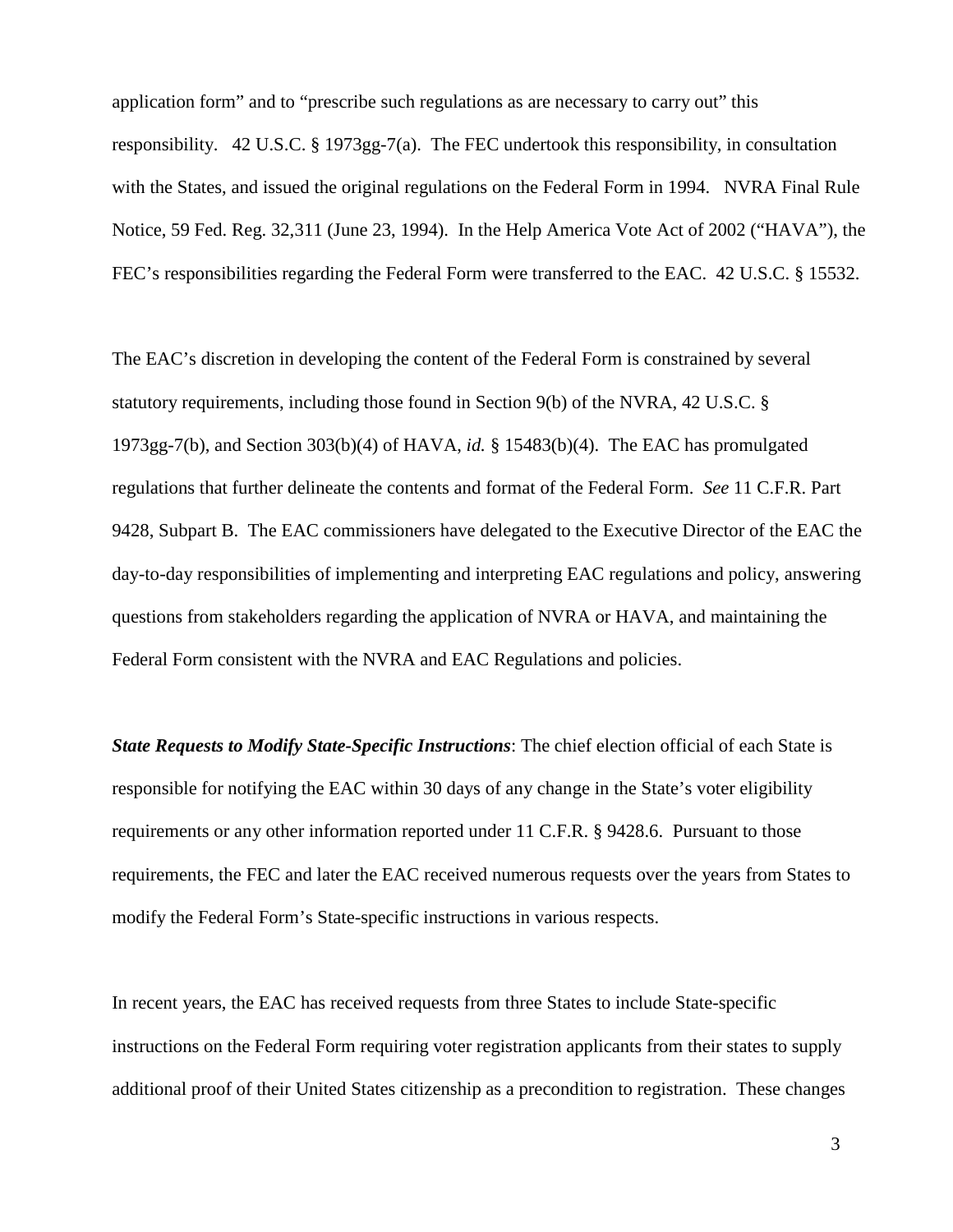application form" and to "prescribe such regulations as are necessary to carry out" this responsibility. 42 U.S.C. § 1973gg-7(a). The FEC undertook this responsibility, in consultation with the States, and issued the original regulations on the Federal Form in 1994. NVRA Final Rule Notice, 59 Fed. Reg. 32,311 (June 23, 1994). In the Help America Vote Act of 2002 ("HAVA"), the FEC's responsibilities regarding the Federal Form were transferred to the EAC. 42 U.S.C. § 15532.

The EAC's discretion in developing the content of the Federal Form is constrained by several statutory requirements, including those found in Section 9(b) of the NVRA, 42 U.S.C. § 1973gg-7(b), and Section 303(b)(4) of HAVA, *id.* § 15483(b)(4). The EAC has promulgated regulations that further delineate the contents and format of the Federal Form. *See* 11 C.F.R. Part 9428, Subpart B. The EAC commissioners have delegated to the Executive Director of the EAC the day-to-day responsibilities of implementing and interpreting EAC regulations and policy, answering questions from stakeholders regarding the application of NVRA or HAVA, and maintaining the Federal Form consistent with the NVRA and EAC Regulations and policies.

***State Requests to Modify State-Specific Instructions***: The chief election official of each State is responsible for notifying the EAC within 30 days of any change in the State's voter eligibility requirements or any other information reported under 11 C.F.R. § 9428.6. Pursuant to those requirements, the FEC and later the EAC received numerous requests over the years from States to modify the Federal Form's State-specific instructions in various respects.

In recent years, the EAC has received requests from three States to include State-specific instructions on the Federal Form requiring voter registration applicants from their states to supply additional proof of their United States citizenship as a precondition to registration. These changes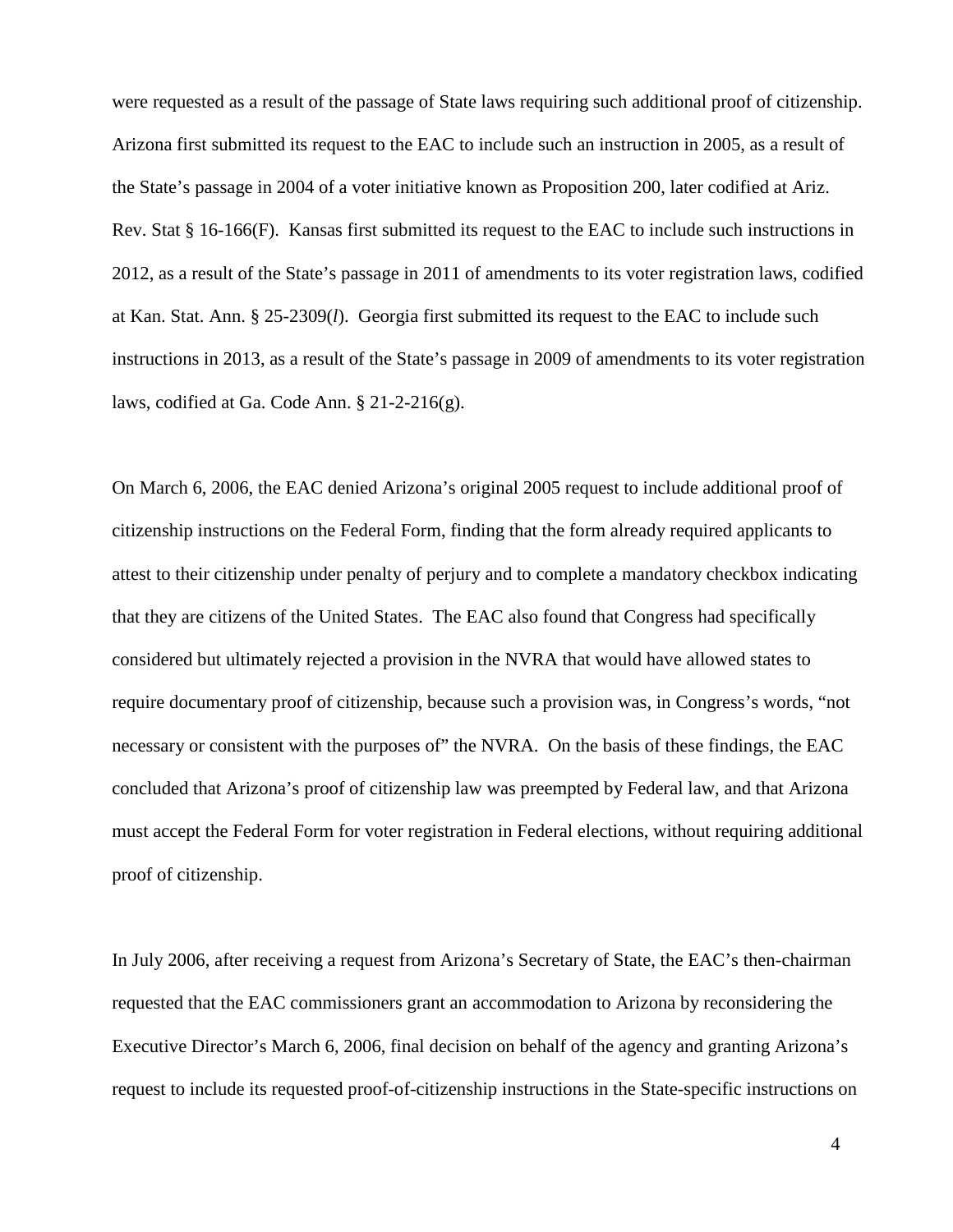were requested as a result of the passage of State laws requiring such additional proof of citizenship. Arizona first submitted its request to the EAC to include such an instruction in 2005, as a result of the State's passage in 2004 of a voter initiative known as Proposition 200, later codified at Ariz. Rev. Stat § 16-166(F). Kansas first submitted its request to the EAC to include such instructions in 2012, as a result of the State's passage in 2011 of amendments to its voter registration laws, codified at Kan. Stat. Ann. § 25-2309(*l*). Georgia first submitted its request to the EAC to include such instructions in 2013, as a result of the State's passage in 2009 of amendments to its voter registration laws, codified at Ga. Code Ann. § 21-2-216(g).

On March 6, 2006, the EAC denied Arizona's original 2005 request to include additional proof of citizenship instructions on the Federal Form, finding that the form already required applicants to attest to their citizenship under penalty of perjury and to complete a mandatory checkbox indicating that they are citizens of the United States. The EAC also found that Congress had specifically considered but ultimately rejected a provision in the NVRA that would have allowed states to require documentary proof of citizenship, because such a provision was, in Congress's words, "not necessary or consistent with the purposes of" the NVRA. On the basis of these findings, the EAC concluded that Arizona's proof of citizenship law was preempted by Federal law, and that Arizona must accept the Federal Form for voter registration in Federal elections, without requiring additional proof of citizenship.

In July 2006, after receiving a request from Arizona's Secretary of State, the EAC's then-chairman requested that the EAC commissioners grant an accommodation to Arizona by reconsidering the Executive Director's March 6, 2006, final decision on behalf of the agency and granting Arizona's request to include its requested proof-of-citizenship instructions in the State-specific instructions on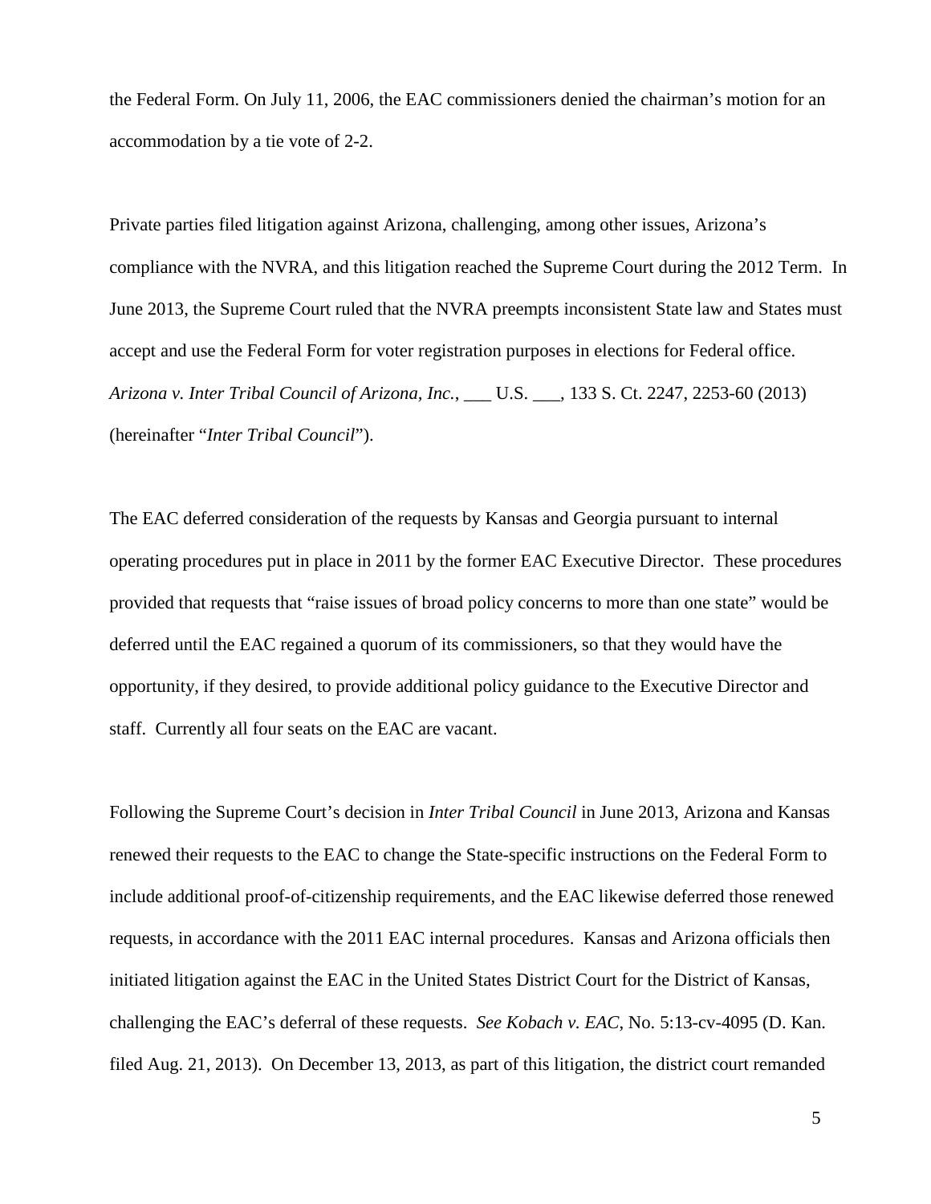the Federal Form. On July 11, 2006, the EAC commissioners denied the chairman's motion for an accommodation by a tie vote of 2-2.

Private parties filed litigation against Arizona, challenging, among other issues, Arizona's compliance with the NVRA, and this litigation reached the Supreme Court during the 2012 Term. In June 2013, the Supreme Court ruled that the NVRA preempts inconsistent State law and States must accept and use the Federal Form for voter registration purposes in elections for Federal office. *Arizona v. Inter Tribal Council of Arizona, Inc.*, ___ U.S. ___, 133 S. Ct. 2247, 2253-60 (2013) (hereinafter "*Inter Tribal Council*").

The EAC deferred consideration of the requests by Kansas and Georgia pursuant to internal operating procedures put in place in 2011 by the former EAC Executive Director. These procedures provided that requests that "raise issues of broad policy concerns to more than one state" would be deferred until the EAC regained a quorum of its commissioners, so that they would have the opportunity, if they desired, to provide additional policy guidance to the Executive Director and staff. Currently all four seats on the EAC are vacant.

Following the Supreme Court's decision in *Inter Tribal Council* in June 2013, Arizona and Kansas renewed their requests to the EAC to change the State-specific instructions on the Federal Form to include additional proof-of-citizenship requirements, and the EAC likewise deferred those renewed requests, in accordance with the 2011 EAC internal procedures. Kansas and Arizona officials then initiated litigation against the EAC in the United States District Court for the District of Kansas, challenging the EAC's deferral of these requests. *See Kobach v. EAC*, No. 5:13-cv-4095 (D. Kan. filed Aug. 21, 2013). On December 13, 2013, as part of this litigation, the district court remanded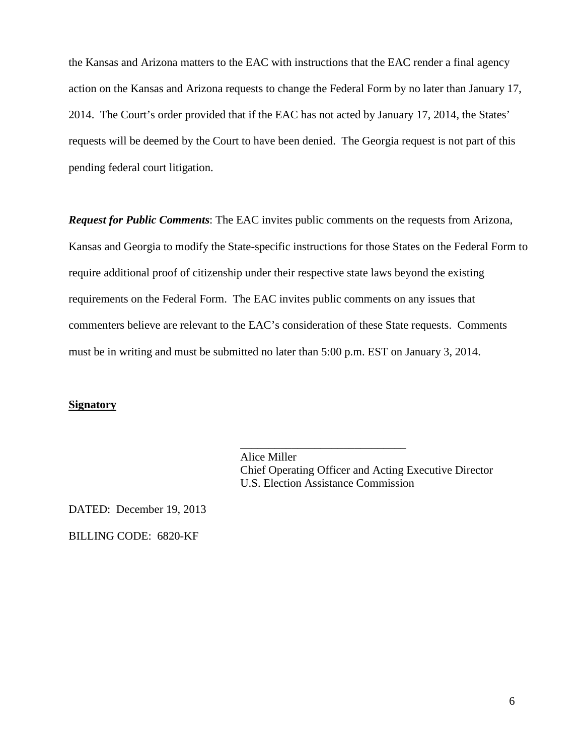the Kansas and Arizona matters to the EAC with instructions that the EAC render a final agency action on the Kansas and Arizona requests to change the Federal Form by no later than January 17, 2014. The Court's order provided that if the EAC has not acted by January 17, 2014, the States' requests will be deemed by the Court to have been denied. The Georgia request is not part of this pending federal court litigation.

***Request for Public Comments***: The EAC invites public comments on the requests from Arizona, Kansas and Georgia to modify the State-specific instructions for those States on the Federal Form to require additional proof of citizenship under their respective state laws beyond the existing requirements on the Federal Form. The EAC invites public comments on any issues that commenters believe are relevant to the EAC's consideration of these State requests. Comments must be in writing and must be submitted no later than 5:00 p.m. EST on January 3, 2014.

**Signatory**

______________________________

Alice Miller
Chief Operating Officer and Acting Executive Director
U.S. Election Assistance Commission

DATED: December 19, 2013

BILLING CODE: 6820-KF